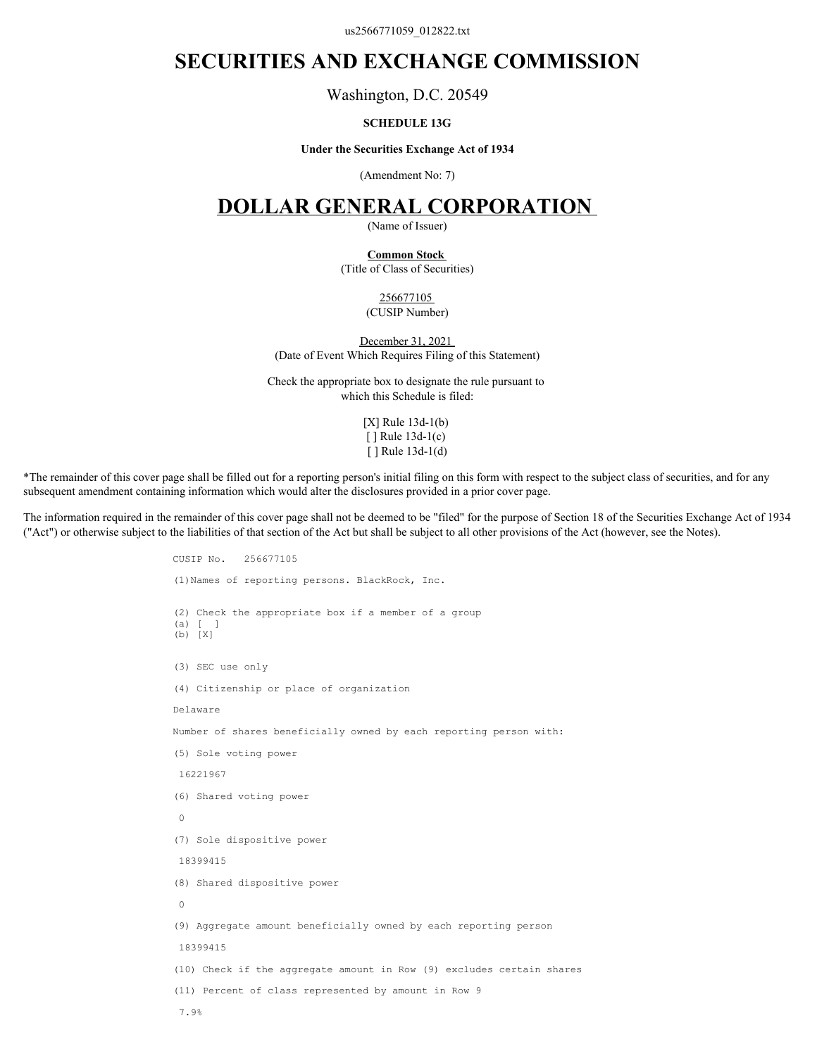us2566771059_012822.txt

# SECURITIES AND EXCHANGE COMMISSION

Washington, D.C. 20549

**SCHEDULE 13G**

**Under the Securities Exchange Act of 1934**

(Amendment No: 7)

# DOLLAR GENERAL CORPORATION

(Name of Issuer)

**Common Stock**
(Title of Class of Securities)

256677105
(CUSIP Number)

December 31, 2021
(Date of Event Which Requires Filing of this Statement)

Check the appropriate box to designate the rule pursuant to which this Schedule is filed:

[X] Rule 13d-1(b)
[ ] Rule 13d-1(c)
[ ] Rule 13d-1(d)

*The remainder of this cover page shall be filled out for a reporting person's initial filing on this form with respect to the subject class of securities, and for any subsequent amendment containing information which would alter the disclosures provided in a prior cover page.

The information required in the remainder of this cover page shall not be deemed to be "filed" for the purpose of Section 18 of the Securities Exchange Act of 1934 ("Act") or otherwise subject to the liabilities of that section of the Act but shall be subject to all other provisions of the Act (however, see the Notes).

```
CUSIP No.   256677105

(1)Names of reporting persons. BlackRock, Inc.


(2) Check the appropriate box if a member of a group
(a) [  ]
(b) [X]


(3) SEC use only

(4) Citizenship or place of organization

Delaware

Number of shares beneficially owned by each reporting person with:

(5) Sole voting power

 16221967

(6) Shared voting power

 0

(7) Sole dispositive power

 18399415

(8) Shared dispositive power

 0

(9) Aggregate amount beneficially owned by each reporting person

 18399415

(10) Check if the aggregate amount in Row (9) excludes certain shares

(11) Percent of class represented by amount in Row 9

 7.9%
```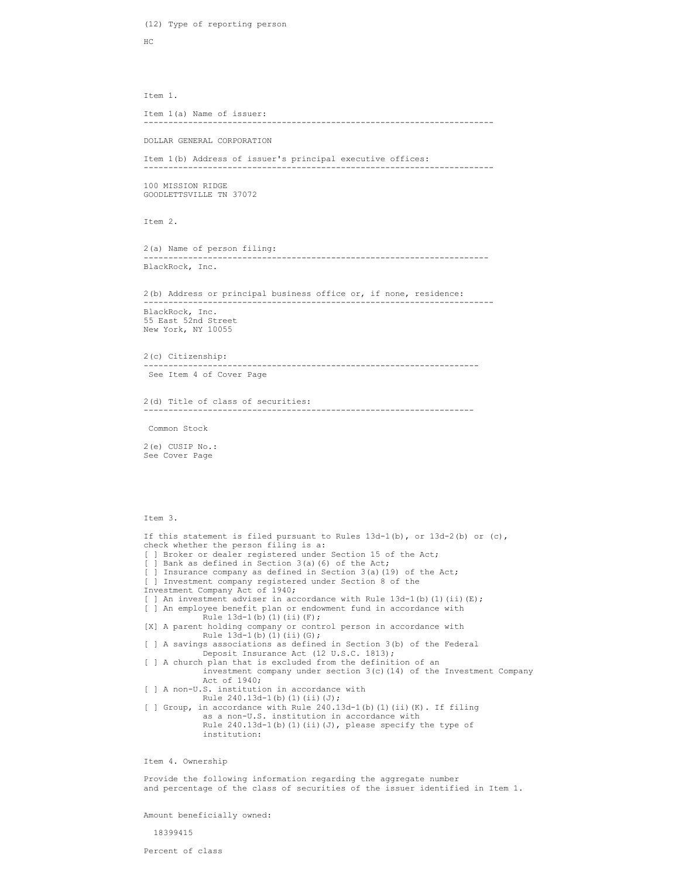(12) Type of reporting person

HC

Item 1.

Item 1(a) Name of issuer:

---

DOLLAR GENERAL CORPORATION

Item 1(b) Address of issuer's principal executive offices:

---

100 MISSION RIDGE
GOODLETTSVILLE TN 37072

Item 2.

2(a) Name of person filing:

---

BlackRock, Inc.

2(b) Address or principal business office or, if none, residence:

---

BlackRock, Inc.
55 East 52nd Street
New York, NY 10055

2(c) Citizenship:

---

See Item 4 of Cover Page

2(d) Title of class of securities:

---

Common Stock

2(e) CUSIP No.:
See Cover Page

Item 3.

If this statement is filed pursuant to Rules 13d-1(b), or 13d-2(b) or (c), check whether the person filing is a:

[ ] Broker or dealer registered under Section 15 of the Act;
[ ] Bank as defined in Section 3(a)(6) of the Act;
[ ] Insurance company as defined in Section 3(a)(19) of the Act;
[ ] Investment company registered under Section 8 of the Investment Company Act of 1940;
[ ] An investment adviser in accordance with Rule 13d-1(b)(1)(ii)(E);
[ ] An employee benefit plan or endowment fund in accordance with Rule 13d-1(b)(1)(ii)(F);
[X] A parent holding company or control person in accordance with Rule 13d-1(b)(1)(ii)(G);
[ ] A savings associations as defined in Section 3(b) of the Federal Deposit Insurance Act (12 U.S.C. 1813);
[ ] A church plan that is excluded from the definition of an investment company under section 3(c)(14) of the Investment Company Act of 1940;
[ ] A non-U.S. institution in accordance with Rule 240.13d-1(b)(1)(ii)(J);
[ ] Group, in accordance with Rule 240.13d-1(b)(1)(ii)(K). If filing as a non-U.S. institution in accordance with Rule 240.13d-1(b)(1)(ii)(J), please specify the type of institution:

Item 4. Ownership

Provide the following information regarding the aggregate number and percentage of the class of securities of the issuer identified in Item 1.

Amount beneficially owned:

18399415

Percent of class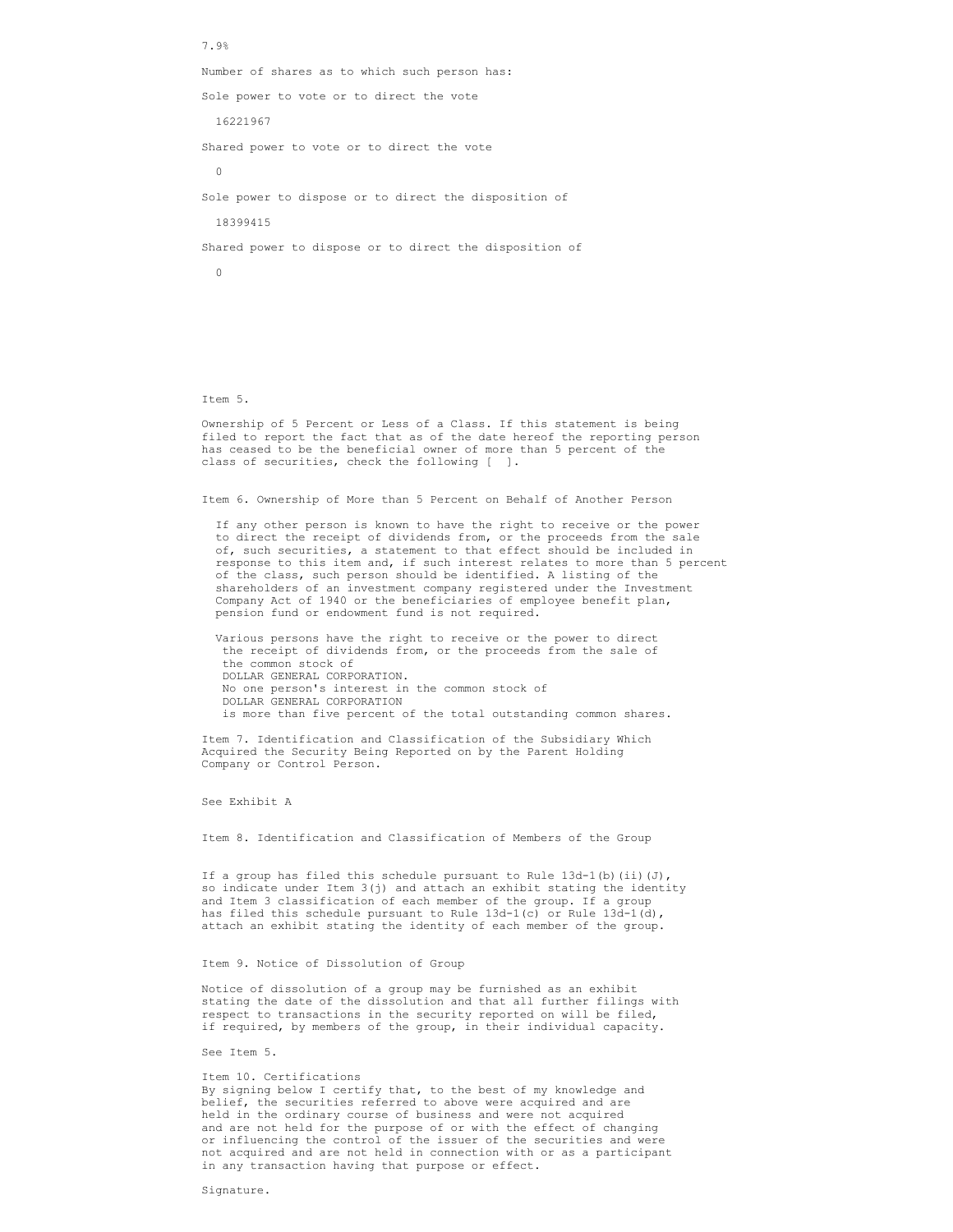7.9%

Number of shares as to which such person has:

Sole power to vote or to direct the vote

16221967

Shared power to vote or to direct the vote

0

Sole power to dispose or to direct the disposition of

18399415

Shared power to dispose or to direct the disposition of

0

Item 5.

Ownership of 5 Percent or Less of a Class. If this statement is being filed to report the fact that as of the date hereof the reporting person has ceased to be the beneficial owner of more than 5 percent of the class of securities, check the following [ ].

Item 6. Ownership of More than 5 Percent on Behalf of Another Person

If any other person is known to have the right to receive or the power to direct the receipt of dividends from, or the proceeds from the sale of, such securities, a statement to that effect should be included in response to this item and, if such interest relates to more than 5 percent of the class, such person should be identified. A listing of the shareholders of an investment company registered under the Investment Company Act of 1940 or the beneficiaries of employee benefit plan, pension fund or endowment fund is not required.

Various persons have the right to receive or the power to direct the receipt of dividends from, or the proceeds from the sale of the common stock of DOLLAR GENERAL CORPORATION. No one person's interest in the common stock of DOLLAR GENERAL CORPORATION is more than five percent of the total outstanding common shares.

Item 7. Identification and Classification of the Subsidiary Which Acquired the Security Being Reported on by the Parent Holding Company or Control Person.

See Exhibit A

Item 8. Identification and Classification of Members of the Group

If a group has filed this schedule pursuant to Rule 13d-1(b)(ii)(J), so indicate under Item 3(j) and attach an exhibit stating the identity and Item 3 classification of each member of the group. If a group has filed this schedule pursuant to Rule 13d-1(c) or Rule 13d-1(d), attach an exhibit stating the identity of each member of the group.

Item 9. Notice of Dissolution of Group

Notice of dissolution of a group may be furnished as an exhibit stating the date of the dissolution and that all further filings with respect to transactions in the security reported on will be filed, if required, by members of the group, in their individual capacity.

See Item 5.

Item 10. Certifications
By signing below I certify that, to the best of my knowledge and belief, the securities referred to above were acquired and are held in the ordinary course of business and were not acquired and are not held for the purpose of or with the effect of changing or influencing the control of the issuer of the securities and were not acquired and are not held in connection with or as a participant in any transaction having that purpose or effect.

Signature.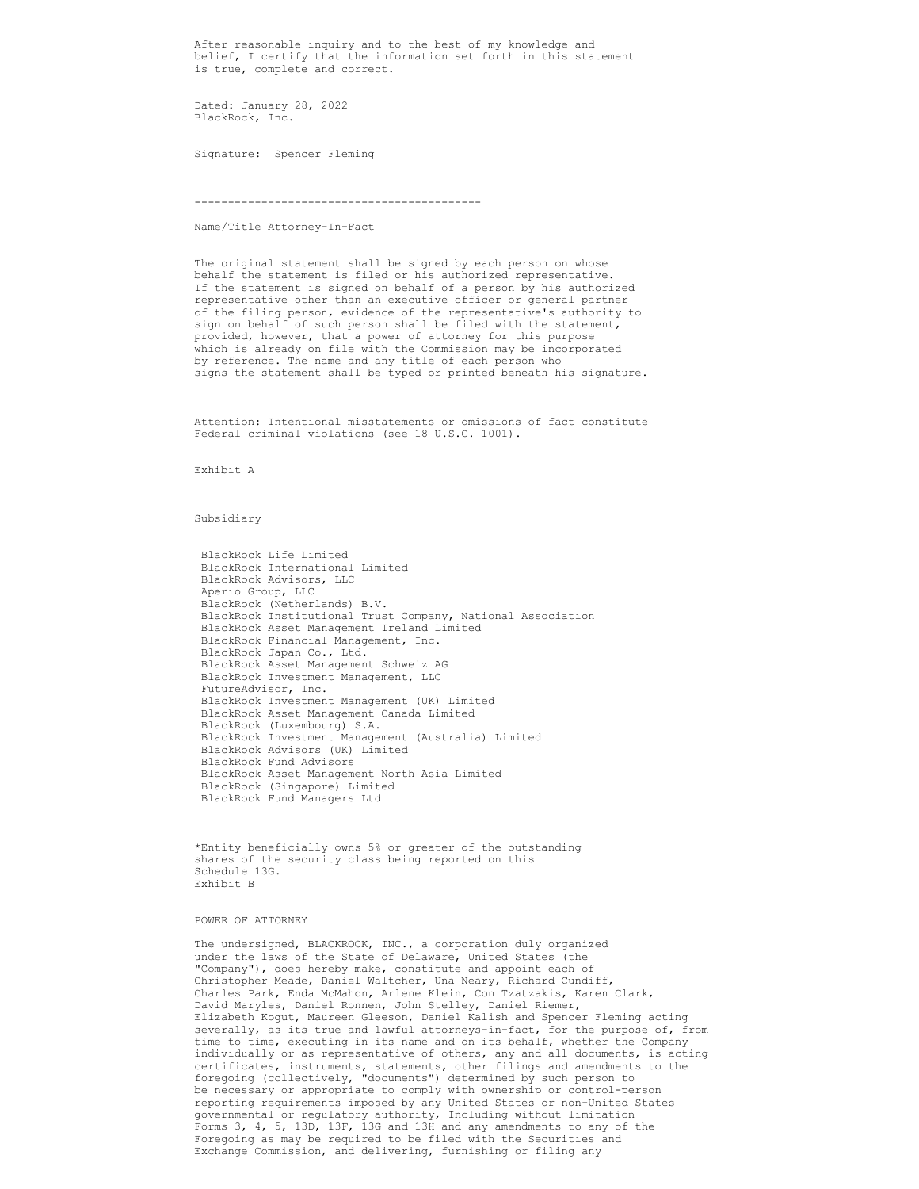After reasonable inquiry and to the best of my knowledge and belief, I certify that the information set forth in this statement is true, complete and correct.

Dated: January 28, 2022
BlackRock, Inc.

Signature: Spencer Fleming

-------------------------------------------

Name/Title Attorney-In-Fact

The original statement shall be signed by each person on whose behalf the statement is filed or his authorized representative. If the statement is signed on behalf of a person by his authorized representative other than an executive officer or general partner of the filing person, evidence of the representative's authority to sign on behalf of such person shall be filed with the statement, provided, however, that a power of attorney for this purpose which is already on file with the Commission may be incorporated by reference. The name and any title of each person who signs the statement shall be typed or printed beneath his signature.

Attention: Intentional misstatements or omissions of fact constitute Federal criminal violations (see 18 U.S.C. 1001).

Exhibit A

Subsidiary

BlackRock Life Limited
BlackRock International Limited
BlackRock Advisors, LLC
Aperio Group, LLC
BlackRock (Netherlands) B.V.
BlackRock Institutional Trust Company, National Association
BlackRock Asset Management Ireland Limited
BlackRock Financial Management, Inc.
BlackRock Japan Co., Ltd.
BlackRock Asset Management Schweiz AG
BlackRock Investment Management, LLC
FutureAdvisor, Inc.
BlackRock Investment Management (UK) Limited
BlackRock Asset Management Canada Limited
BlackRock (Luxembourg) S.A.
BlackRock Investment Management (Australia) Limited
BlackRock Advisors (UK) Limited
BlackRock Fund Advisors
BlackRock Asset Management North Asia Limited
BlackRock (Singapore) Limited
BlackRock Fund Managers Ltd

*Entity beneficially owns 5% or greater of the outstanding shares of the security class being reported on this Schedule 13G.

Exhibit B

POWER OF ATTORNEY

The undersigned, BLACKROCK, INC., a corporation duly organized under the laws of the State of Delaware, United States (the "Company"), does hereby make, constitute and appoint each of Christopher Meade, Daniel Waltcher, Una Neary, Richard Cundiff, Charles Park, Enda McMahon, Arlene Klein, Con Tzatzakis, Karen Clark, David Maryles, Daniel Ronnen, John Stelley, Daniel Riemer, Elizabeth Kogut, Maureen Gleeson, Daniel Kalish and Spencer Fleming acting severally, as its true and lawful attorneys-in-fact, for the purpose of, from time to time, executing in its name and on its behalf, whether the Company individually or as representative of others, any and all documents, is acting certificates, instruments, statements, other filings and amendments to the foregoing (collectively, "documents") determined by such person to be necessary or appropriate to comply with ownership or control-person reporting requirements imposed by any United States or non-United States governmental or regulatory authority, Including without limitation Forms 3, 4, 5, 13D, 13F, 13G and 13H and any amendments to any of the Foregoing as may be required to be filed with the Securities and Exchange Commission, and delivering, furnishing or filing any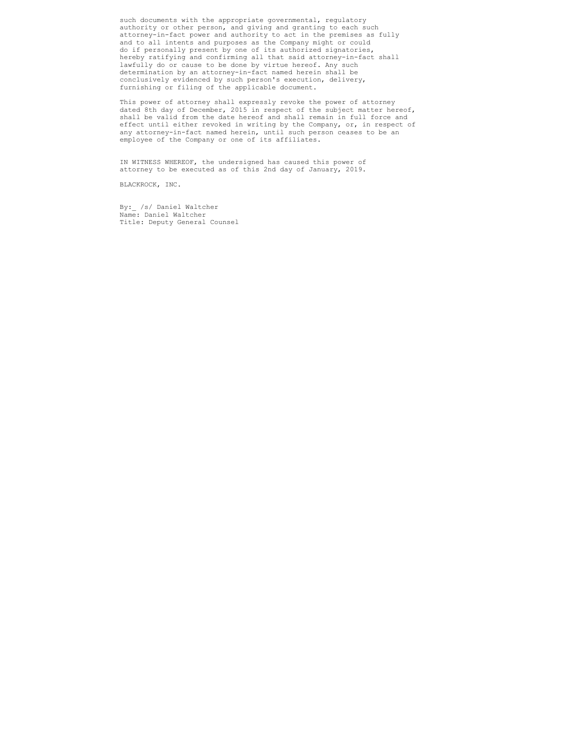such documents with the appropriate governmental, regulatory authority or other person, and giving and granting to each such attorney-in-fact power and authority to act in the premises as fully and to all intents and purposes as the Company might or could do if personally present by one of its authorized signatories, hereby ratifying and confirming all that said attorney-in-fact shall lawfully do or cause to be done by virtue hereof. Any such determination by an attorney-in-fact named herein shall be conclusively evidenced by such person's execution, delivery, furnishing or filing of the applicable document.

This power of attorney shall expressly revoke the power of attorney dated 8th day of December, 2015 in respect of the subject matter hereof, shall be valid from the date hereof and shall remain in full force and effect until either revoked in writing by the Company, or, in respect of any attorney-in-fact named herein, until such person ceases to be an employee of the Company or one of its affiliates.

IN WITNESS WHEREOF, the undersigned has caused this power of attorney to be executed as of this 2nd day of January, 2019.

BLACKROCK, INC.

By:_ /s/ Daniel Waltcher
Name: Daniel Waltcher
Title: Deputy General Counsel